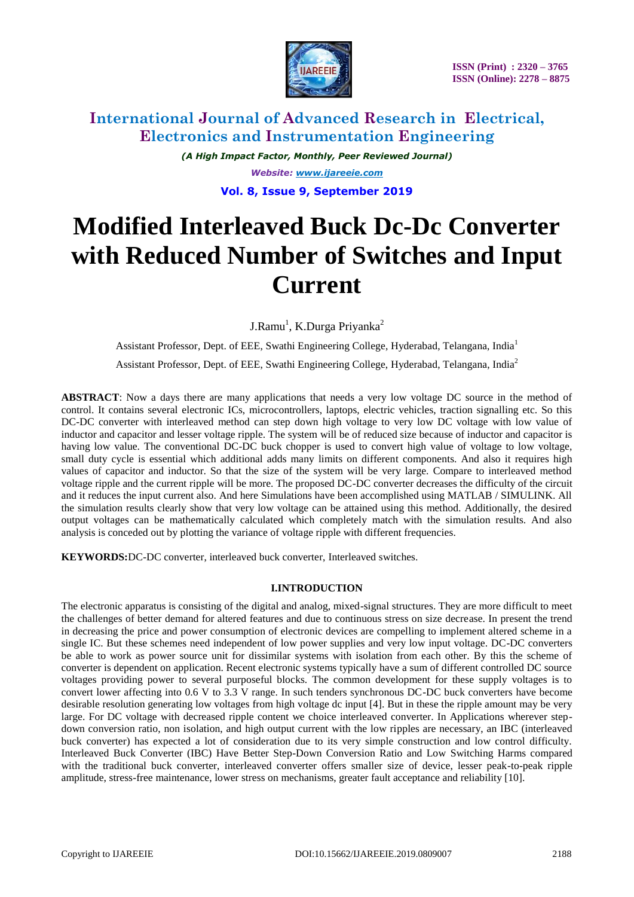# Modified Interleaved Buck Dc-Dc Converter with Reduced Number of Switches and Input Current

J.Ramu[1], K.Durga Priyanka[2]

Assistant Professor, Dept. of EEE, Swathi Engineering College, Hyderabad, Telangana, India[1]

Assistant Professor, Dept. of EEE, Swathi Engineering College, Hyderabad, Telangana, India[2]

**ABSTRACT**: Now a days there are many applications that needs a very low voltage DC source in the method of control. It contains several electronic ICs, microcontrollers, laptops, electric vehicles, traction signalling etc. So this DC-DC converter with interleaved method can step down high voltage to very low DC voltage with low value of inductor and capacitor and lesser voltage ripple. The system will be of reduced size because of inductor and capacitor is having low value. The conventional DC-DC buck chopper is used to convert high value of voltage to low voltage, small duty cycle is essential which additional adds many limits on different components. And also it requires high values of capacitor and inductor. So that the size of the system will be very large. Compare to interleaved method voltage ripple and the current ripple will be more. The proposed DC-DC converter decreases the difficulty of the circuit and it reduces the input current also. And here Simulations have been accomplished using MATLAB / SIMULINK. All the simulation results clearly show that very low voltage can be attained using this method. Additionally, the desired output voltages can be mathematically calculated which completely match with the simulation results. And also analysis is conceded out by plotting the variance of voltage ripple with different frequencies.

**KEYWORDS:** DC-DC converter, interleaved buck converter, Interleaved switches.

## I.INTRODUCTION

The electronic apparatus is consisting of the digital and analog, mixed-signal structures. They are more difficult to meet the challenges of better demand for altered features and due to continuous stress on size decrease. In present the trend in decreasing the price and power consumption of electronic devices are compelling to implement altered scheme in a single IC. But these schemes need independent of low power supplies and very low input voltage. DC-DC converters be able to work as power source unit for dissimilar systems with isolation from each other. By this the scheme of converter is dependent on application. Recent electronic systems typically have a sum of different controlled DC source voltages providing power to several purposeful blocks. The common development for these supply voltages is to convert lower affecting into 0.6 V to 3.3 V range. In such tenders synchronous DC-DC buck converters have become desirable resolution generating low voltages from high voltage dc input [4]. But in these the ripple amount may be very large. For DC voltage with decreased ripple content we choice interleaved converter. In Applications wherever step-down conversion ratio, non isolation, and high output current with the low ripples are necessary, an IBC (interleaved buck converter) has expected a lot of consideration due to its very simple construction and low control difficulty. Interleaved Buck Converter (IBC) Have Better Step-Down Conversion Ratio and Low Switching Harms compared with the traditional buck converter, interleaved converter offers smaller size of device, lesser peak-to-peak ripple amplitude, stress-free maintenance, lower stress on mechanisms, greater fault acceptance and reliability [10].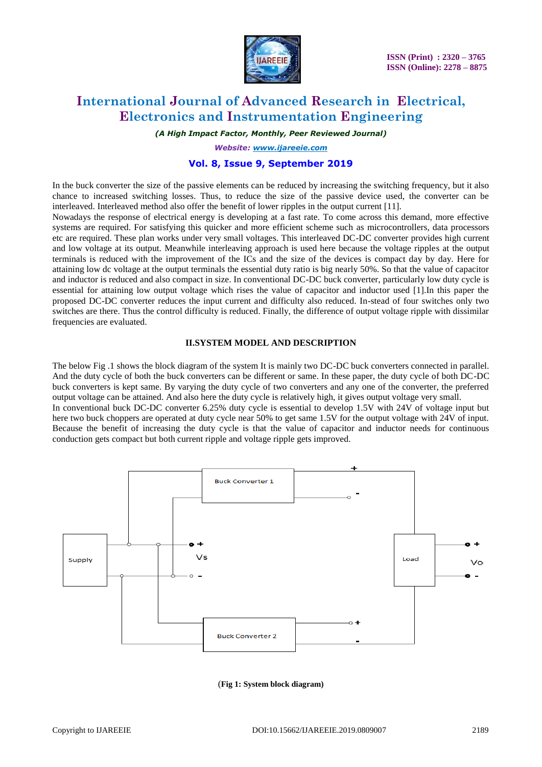In the buck converter the size of the passive elements can be reduced by increasing the switching frequency, but it also chance to increased switching losses. Thus, to reduce the size of the passive device used, the converter can be interleaved. Interleaved method also offer the benefit of lower ripples in the output current [11].

Nowadays the response of electrical energy is developing at a fast rate. To come across this demand, more effective systems are required. For satisfying this quicker and more efficient scheme such as microcontrollers, data processors etc are required. These plan works under very small voltages. This interleaved DC-DC converter provides high current and low voltage at its output. Meanwhile interleaving approach is used here because the voltage ripples at the output terminals is reduced with the improvement of the ICs and the size of the devices is compact day by day. Here for attaining low dc voltage at the output terminals the essential duty ratio is big nearly 50%. So that the value of capacitor and inductor is reduced and also compact in size. In conventional DC-DC buck converter, particularly low duty cycle is essential for attaining low output voltage which rises the value of capacitor and inductor used [1].In this paper the proposed DC-DC converter reduces the input current and difficulty also reduced. In-stead of four switches only two switches are there. Thus the control difficulty is reduced. Finally, the difference of output voltage ripple with dissimilar frequencies are evaluated.

## II.SYSTEM MODEL AND DESCRIPTION

The below Fig .1 shows the block diagram of the system It is mainly two DC-DC buck converters connected in parallel. And the duty cycle of both the buck converters can be different or same. In these paper, the duty cycle of both DC-DC buck converters is kept same. By varying the duty cycle of two converters and any one of the converter, the preferred output voltage can be attained. And also here the duty cycle is relatively high, it gives output voltage very small.

In conventional buck DC-DC converter 6.25% duty cycle is essential to develop 1.5V with 24V of voltage input but here two buck choppers are operated at duty cycle near 50% to get same 1.5V for the output voltage with 24V of input. Because the benefit of increasing the duty cycle is that the value of capacitor and inductor needs for continuous conduction gets compact but both current ripple and voltage ripple gets improved.

(**Fig 1: System block diagram)**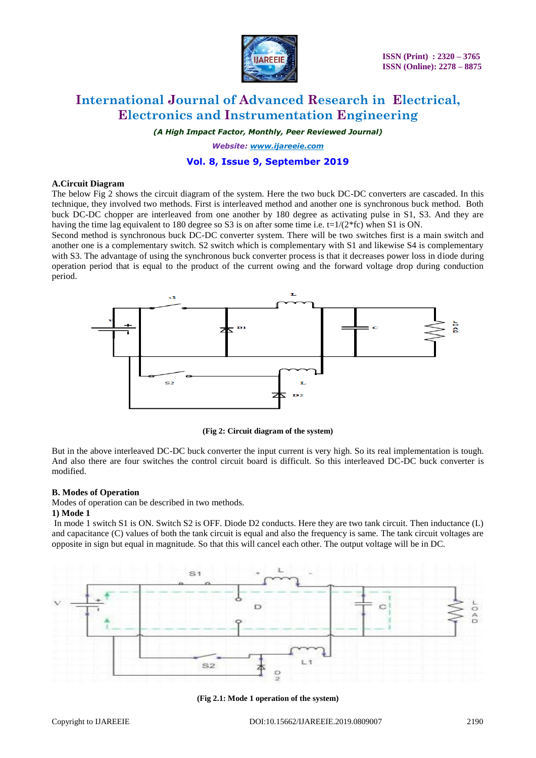### A.Circuit Diagram

The below Fig 2 shows the circuit diagram of the system. Here the two buck DC-DC converters are cascaded. In this technique, they involved two methods. First is interleaved method and another one is synchronous buck method. Both buck DC-DC chopper are interleaved from one another by 180 degree as activating pulse in S1, S3. And they are having the time lag equivalent to 180 degree so S3 is on after some time i.e. $t=1/(2*fc)$ when S1 is ON.

Second method is synchronous buck DC-DC converter system. There will be two switches first is a main switch and another one is a complementary switch. S2 switch which is complementary with S1 and likewise S4 is complementary with S3. The advantage of using the synchronous buck converter process is that it decreases power loss in diode during operation period that is equal to the product of the current owing and the forward voltage drop during conduction period.

**(Fig 2: Circuit diagram of the system)**

But in the above interleaved DC-DC buck converter the input current is very high. So its real implementation is tough. And also there are four switches the control circuit board is difficult. So this interleaved DC-DC buck converter is modified.

### B. Modes of Operation

Modes of operation can be described in two methods.

**1) Mode 1**

In mode 1 switch S1 is ON. Switch S2 is OFF. Diode D2 conducts. Here they are two tank circuit. Then inductance (L) and capacitance (C) values of both the tank circuit is equal and also the frequency is same. The tank circuit voltages are opposite in sign but equal in magnitude. So that this will cancel each other. The output voltage will be in DC.

**(Fig 2.1: Mode 1 operation of the system)**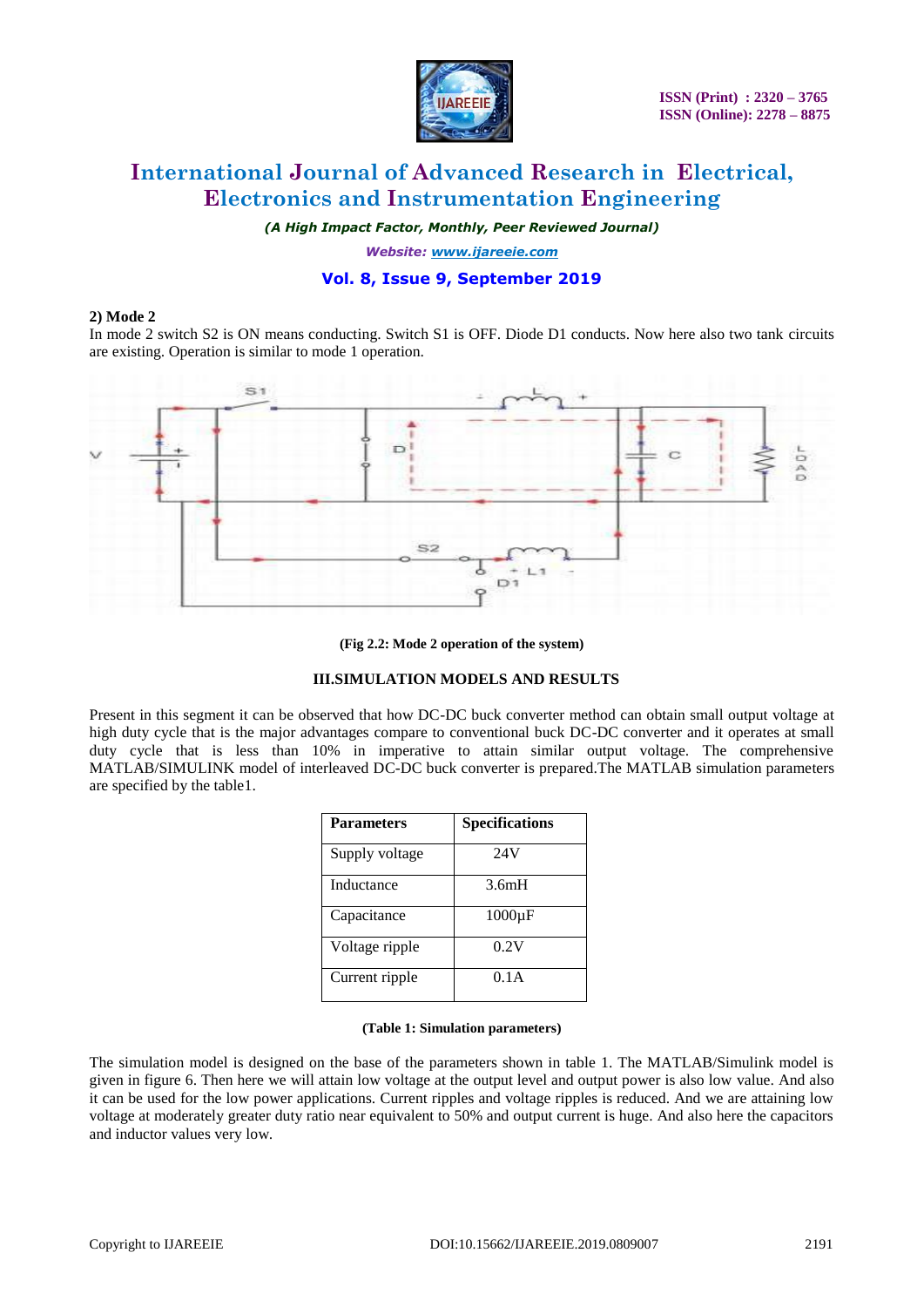**2) Mode 2**

In mode 2 switch S2 is ON means conducting. Switch S1 is OFF. Diode D1 conducts. Now here also two tank circuits are existing. Operation is similar to mode 1 operation.

**(Fig 2.2: Mode 2 operation of the system)**

### III.SIMULATION MODELS AND RESULTS

Present in this segment it can be observed that how DC-DC buck converter method can obtain small output voltage at high duty cycle that is the major advantages compare to conventional buck DC-DC converter and it operates at small duty cycle that is less than 10% in imperative to attain similar output voltage. The comprehensive MATLAB/SIMULINK model of interleaved DC-DC buck converter is prepared.The MATLAB simulation parameters are specified by the table1.

| Parameters | Specifications |
|---|---|
| Supply voltage | 24V |
| Inductance | 3.6mH |
| Capacitance | 1000µF |
| Voltage ripple | 0.2V |
| Current ripple | 0.1A |

**(Table 1: Simulation parameters)**

The simulation model is designed on the base of the parameters shown in table 1. The MATLAB/Simulink model is given in figure 6. Then here we will attain low voltage at the output level and output power is also low value. And also it can be used for the low power applications. Current ripples and voltage ripples is reduced. And we are attaining low voltage at moderately greater duty ratio near equivalent to 50% and output current is huge. And also here the capacitors and inductor values very low.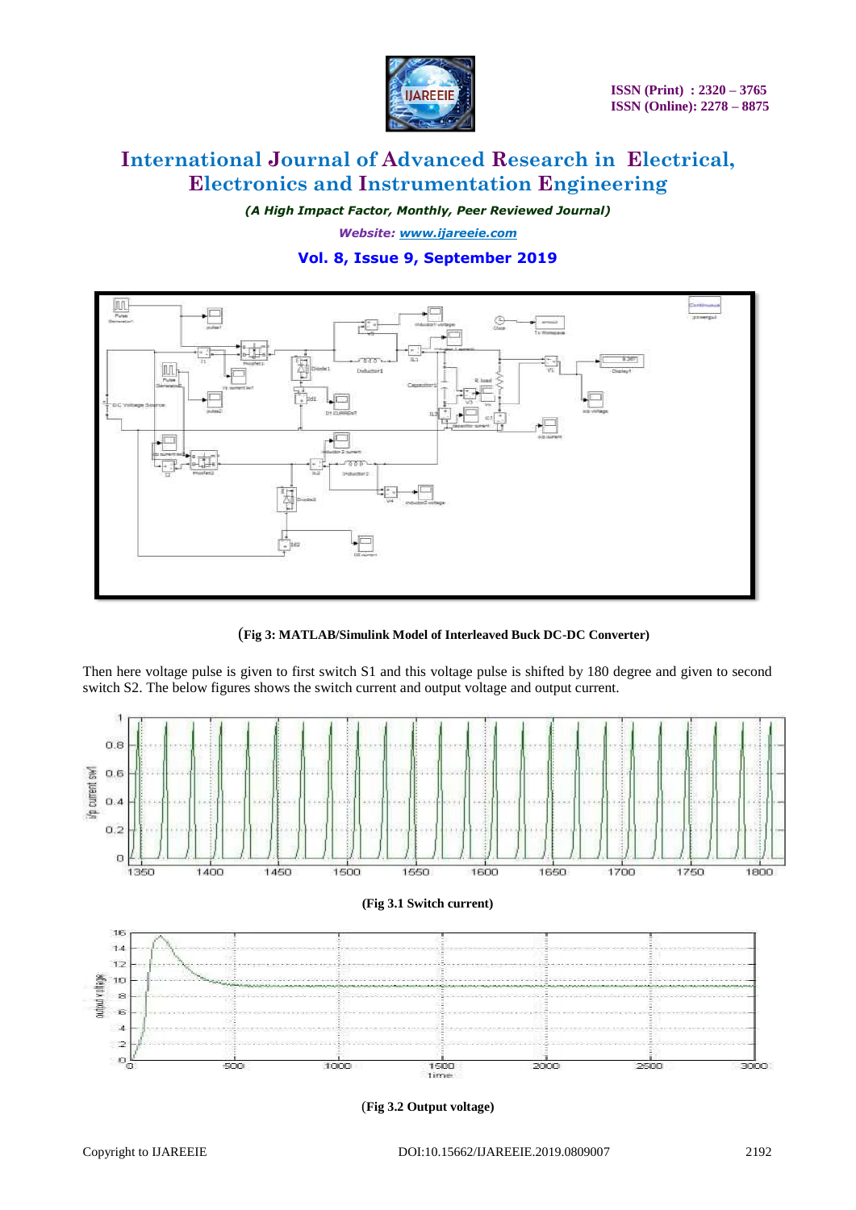(Fig 3: MATLAB/Simulink Model of Interleaved Buck DC-DC Converter)

Then here voltage pulse is given to first switch S1 and this voltage pulse is shifted by 180 degree and given to second switch S2. The below figures shows the switch current and output voltage and output current.

(Fig 3.1 Switch current)

(Fig 3.2 Output voltage)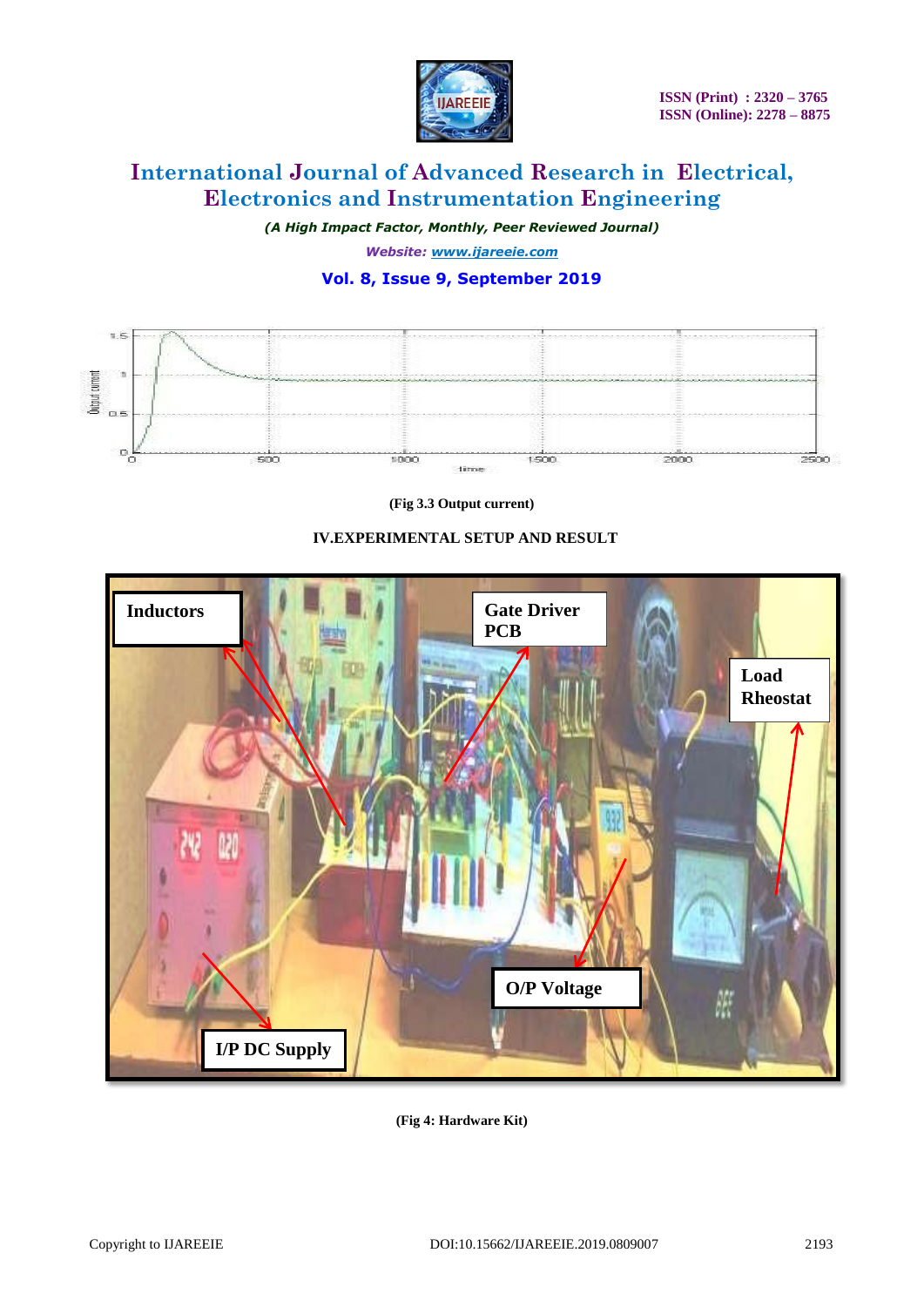(Fig 3.3 Output current)

## IV.EXPERIMENTAL SETUP AND RESULT

(Fig 4: Hardware Kit)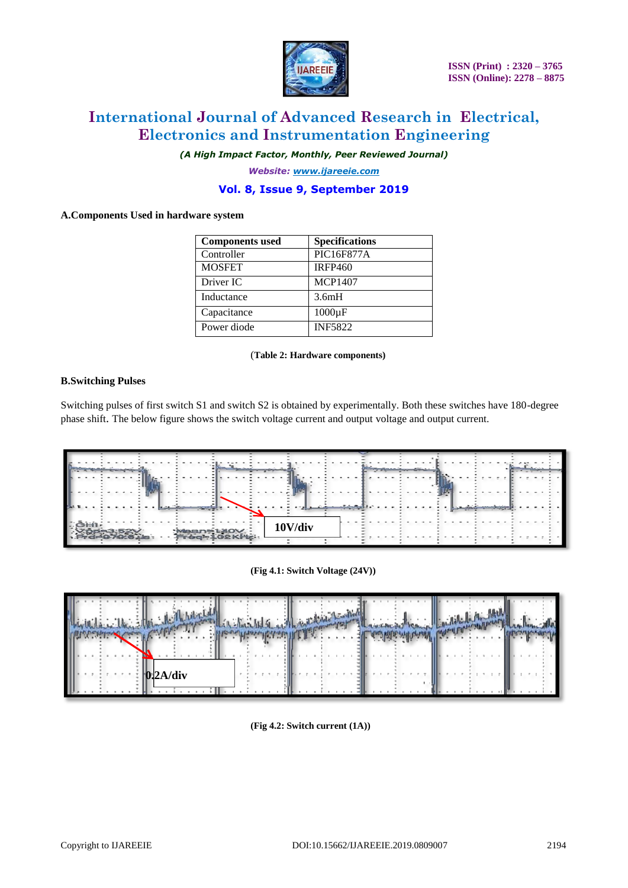**A.Components Used in hardware system**

| Components used | Specifications |
|---|---|
| Controller | PIC16F877A |
| MOSFET | IRFP460 |
| Driver IC | MCP1407 |
| Inductance | 3.6mH |
| Capacitance | 1000µF |
| Power diode | INF5822 |

(**Table 2: Hardware components)**

**B.Switching Pulses**

Switching pulses of first switch S1 and switch S2 is obtained by experimentally. Both these switches have 180-degree phase shift. The below figure shows the switch voltage current and output voltage and output current.

**(Fig 4.1: Switch Voltage (24V))**

**(Fig 4.2: Switch current (1A))**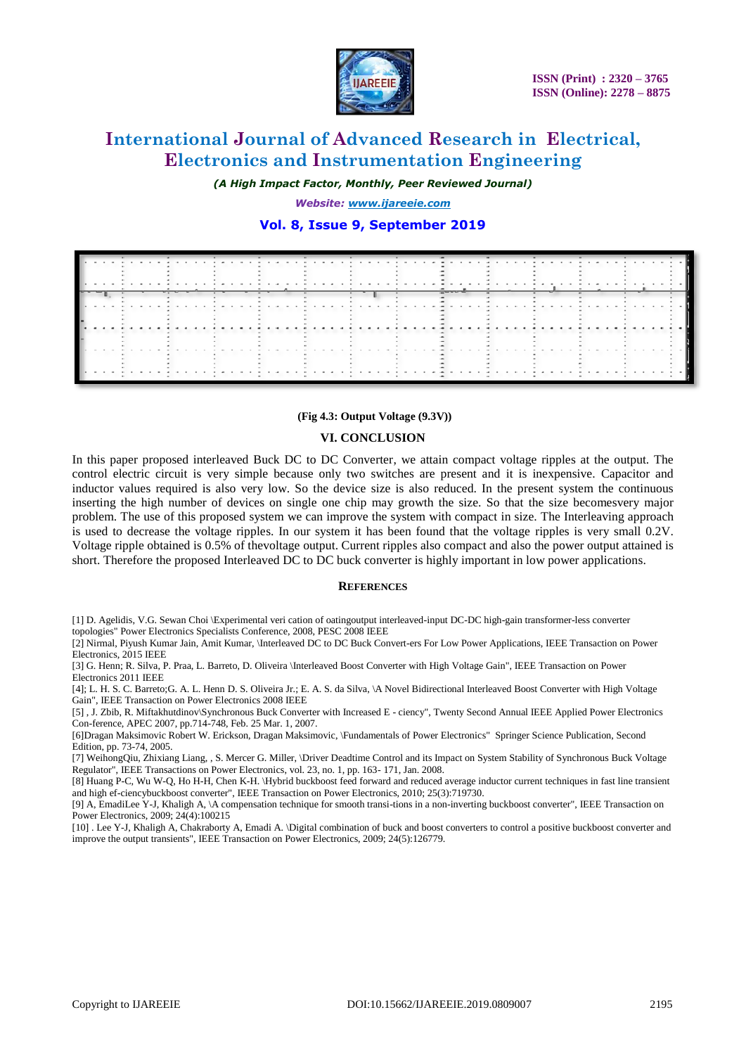(Fig 4.3: Output Voltage (9.3V))

## VI. CONCLUSION

In this paper proposed interleaved Buck DC to DC Converter, we attain compact voltage ripples at the output. The control electric circuit is very simple because only two switches are present and it is inexpensive. Capacitor and inductor values required is also very low. So the device size is also reduced. In the present system the continuous inserting the high number of devices on single one chip may growth the size. So that the size becomesvery major problem. The use of this proposed system we can improve the system with compact in size. The Interleaving approach is used to decrease the voltage ripples. In our system it has been found that the voltage ripples is very small 0.2V. Voltage ripple obtained is 0.5% of thevoltage output. Current ripples also compact and also the power output attained is short. Therefore the proposed Interleaved DC to DC buck converter is highly important in low power applications.

## REFERENCES

[1] D. Agelidis, V.G. Sewan Choi \Experimental veri cation of oatingoutput interleaved-input DC-DC high-gain transformer-less converter topologies" Power Electronics Specialists Conference, 2008, PESC 2008 IEEE

[2] Nirmal, Piyush Kumar Jain, Amit Kumar, \Interleaved DC to DC Buck Convert-ers For Low Power Applications, IEEE Transaction on Power Electronics, 2015 IEEE

[3] G. Henn; R. Silva, P. Praa, L. Barreto, D. Oliveira \Interleaved Boost Converter with High Voltage Gain", IEEE Transaction on Power Electronics 2011 IEEE

[4]; L. H. S. C. Barreto;G. A. L. Henn D. S. Oliveira Jr.; E. A. S. da Silva, \A Novel Bidirectional Interleaved Boost Converter with High Voltage Gain", IEEE Transaction on Power Electronics 2008 IEEE

[5] , J. Zbib, R. Miftakhutdinov\Synchronous Buck Converter with Increased E - ciency", Twenty Second Annual IEEE Applied Power Electronics Con-ference, APEC 2007, pp.714-748, Feb. 25 Mar. 1, 2007.

[6]Dragan Maksimovic Robert W. Erickson, Dragan Maksimovic, \Fundamentals of Power Electronics" Springer Science Publication, Second Edition, pp. 73-74, 2005.

[7] WeihongQiu, Zhixiang Liang, , S. Mercer G. Miller, \Driver Deadtime Control and its Impact on System Stability of Synchronous Buck Voltage Regulator", IEEE Transactions on Power Electronics, vol. 23, no. 1, pp. 163- 171, Jan. 2008.

[8] Huang P-C, Wu W-Q, Ho H-H, Chen K-H. \Hybrid buckboost feed forward and reduced average inductor current techniques in fast line transient and high ef-ciencybuckboost converter", IEEE Transaction on Power Electronics, 2010; 25(3):719730.

[9] A, EmadiLee Y-J, Khaligh A, \A compensation technique for smooth transi-tions in a non-inverting buckboost converter", IEEE Transaction on Power Electronics, 2009; 24(4):100215

[10] . Lee Y-J, Khaligh A, Chakraborty A, Emadi A. \Digital combination of buck and boost converters to control a positive buckboost converter and improve the output transients", IEEE Transaction on Power Electronics, 2009; 24(5):126779.